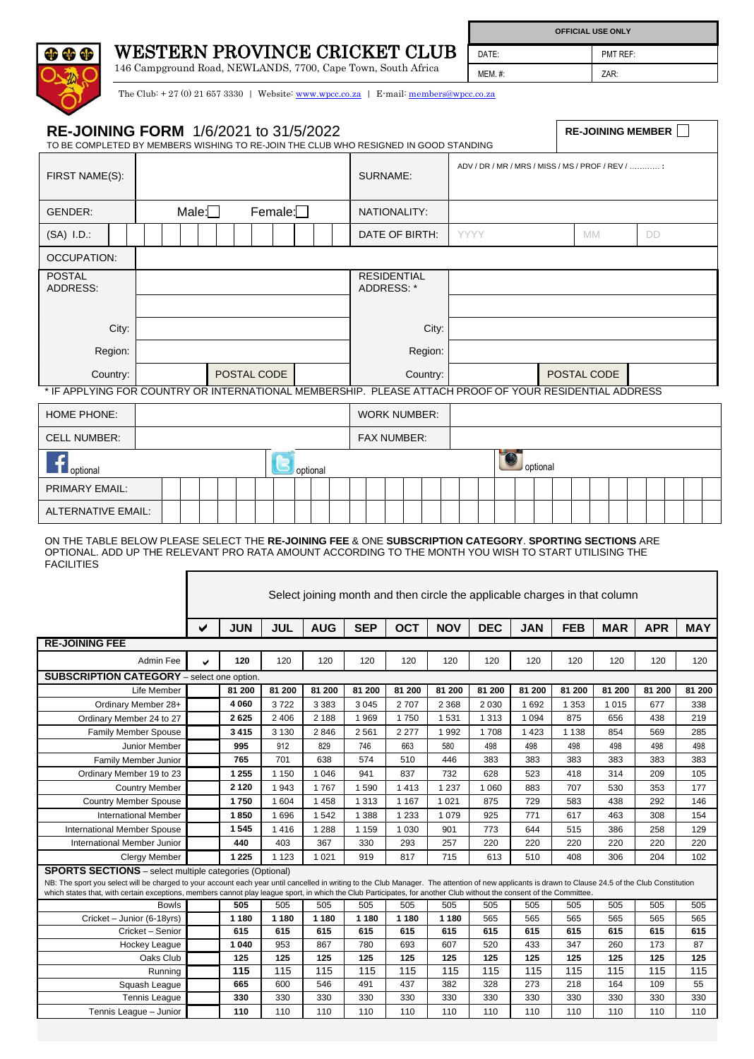# WESTERN PROVINCE CRICKET CLUB

146 Campground Road, NEWLANDS, 7700, Cape Town, South Africa

The Club: + 27 (0) 21 657 3330 | Website: www.wpcc.co.za | E-mail: members@wpcc.co.za

| OFFICIAL USE ONLY | |
|---|---|
| DATE: | PMT REF: |
| MEM. #: | ZAR: |

## RE-JOINING FORM 1/6/2021 to 31/5/2022

TO BE COMPLETED BY MEMBERS WISHING TO RE-JOIN THE CLUB WHO RESIGNED IN GOOD STANDING

**RE-JOINING MEMBER** ☐

| | | | |
|---|---|---|---|
| FIRST NAME(S): | | SURNAME: | ADV / DR / MR / MRS / MISS / MS / PROF / REV / ............ : |
| GENDER: | Male: ☐ Female: ☐ | NATIONALITY: | |
| (SA) I.D.: | | DATE OF BIRTH: | YYYY MM DD |
| OCCUPATION: | | | |
| POSTAL ADDRESS: | | RESIDENTIAL ADDRESS: * | |
| City: | | City: | |
| Region: | | Region: | |
| Country: | POSTAL CODE | Country: | POSTAL CODE |

\* IF APPLYING FOR COUNTRY OR INTERNATIONAL MEMBERSHIP. PLEASE ATTACH PROOF OF YOUR RESIDENTIAL ADDRESS

| | | | |
|---|---|---|---|
| HOME PHONE: | | WORK NUMBER: | |
| CELL NUMBER: | | FAX NUMBER: | |
| Facebook: optional | Twitter: optional | Instagram: optional | |
| PRIMARY EMAIL: | | | |
| ALTERNATIVE EMAIL: | | | |

ON THE TABLE BELOW PLEASE SELECT THE **RE-JOINING FEE** & ONE **SUBSCRIPTION CATEGORY**. **SPORTING SECTIONS** ARE OPTIONAL. ADD UP THE RELEVANT PRO RATA AMOUNT ACCORDING TO THE MONTH YOU WISH TO START UTILISING THE FACILITIES

| | Select joining month and then circle the applicable charges in that column | | | | | | | | | | | | |
|---|---|---|---|---|---|---|---|---|---|---|---|---|---|
| | ✔ | JUN | JUL | AUG | SEP | OCT | NOV | DEC | JAN | FEB | MAR | APR | MAY |
| **RE-JOINING FEE** | | | | | | | | | | | | | |
| Admin Fee | ✔ | **120** | 120 | 120 | 120 | 120 | 120 | 120 | 120 | 120 | 120 | 120 | 120 |
| **SUBSCRIPTION CATEGORY** – select one option. | | | | | | | | | | | | | |
| Life Member | | **81 200** | **81 200** | **81 200** | **81 200** | **81 200** | **81 200** | **81 200** | **81 200** | **81 200** | **81 200** | **81 200** | **81 200** |
| Ordinary Member 28+ | | **4 060** | 3 722 | 3 383 | 3 045 | 2 707 | 2 368 | 2 030 | 1 692 | 1 353 | 1 015 | 677 | 338 |
| Ordinary Member 24 to 27 | | **2 625** | 2 406 | 2 188 | 1 969 | 1 750 | 1 531 | 1 313 | 1 094 | 875 | 656 | 438 | 219 |
| Family Member Spouse | | **3 415** | 3 130 | 2 846 | 2 561 | 2 277 | 1 992 | 1 708 | 1 423 | 1 138 | 854 | 569 | 285 |
| Junior Member | | **995** | 912 | 829 | 746 | 663 | 580 | 498 | 498 | 498 | 498 | 498 | 498 |
| Family Member Junior | | **765** | 701 | 638 | 574 | 510 | 446 | 383 | 383 | 383 | 383 | 383 | 383 |
| Ordinary Member 19 to 23 | | **1 255** | 1 150 | 1 046 | 941 | 837 | 732 | 628 | 523 | 418 | 314 | 209 | 105 |
| Country Member | | **2 120** | 1 943 | 1 767 | 1 590 | 1 413 | 1 237 | 1 060 | 883 | 707 | 530 | 353 | 177 |
| Country Member Spouse | | **1 750** | 1 604 | 1 458 | 1 313 | 1 167 | 1 021 | 875 | 729 | 583 | 438 | 292 | 146 |
| International Member | | **1 850** | 1 696 | 1 542 | 1 388 | 1 233 | 1 079 | 925 | 771 | 617 | 463 | 308 | 154 |
| International Member Spouse | | **1 545** | 1 416 | 1 288 | 1 159 | 1 030 | 901 | 773 | 644 | 515 | 386 | 258 | 129 |
| International Member Junior | | **440** | 403 | 367 | 330 | 293 | 257 | 220 | 220 | 220 | 220 | 220 | 220 |
| Clergy Member | | **1 225** | 1 123 | 1 021 | 919 | 817 | 715 | 613 | 510 | 408 | 306 | 204 | 102 |
| **SPORTS SECTIONS** – select multiple categories (Optional) | | | | | | | | | | | | | |
| NB: The sport you select will be charged to your account each year until cancelled in writing to the Club Manager. The attention of new applicants is drawn to Clause 24.5 of the Club Constitution which states that, with certain exceptions, members cannot play league sport, in which the Club Participates, for another Club without the consent of the Committee. | | | | | | | | | | | | | |
| Bowls | | **505** | 505 | 505 | 505 | 505 | 505 | 505 | 505 | 505 | 505 | 505 | 505 |
| Cricket – Junior (6-18yrs) | | **1 180** | **1 180** | **1 180** | **1 180** | **1 180** | **1 180** | 565 | 565 | 565 | 565 | 565 | 565 |
| Cricket – Senior | | **615** | **615** | **615** | **615** | **615** | **615** | **615** | **615** | **615** | **615** | **615** | **615** |
| Hockey League | | **1 040** | 953 | 867 | 780 | 693 | 607 | 520 | 433 | 347 | 260 | 173 | 87 |
| Oaks Club | | **125** | **125** | **125** | **125** | **125** | **125** | **125** | **125** | **125** | **125** | **125** | **125** |
| Running | | **115** | 115 | 115 | 115 | 115 | 115 | 115 | 115 | 115 | 115 | 115 | 115 |
| Squash League | | **665** | 600 | 546 | 491 | 437 | 382 | 328 | 273 | 218 | 164 | 109 | 55 |
| Tennis League | | **330** | 330 | 330 | 330 | 330 | 330 | 330 | 330 | 330 | 330 | 330 | 330 |
| Tennis League – Junior | | **110** | 110 | 110 | 110 | 110 | 110 | 110 | 110 | 110 | 110 | 110 | 110 |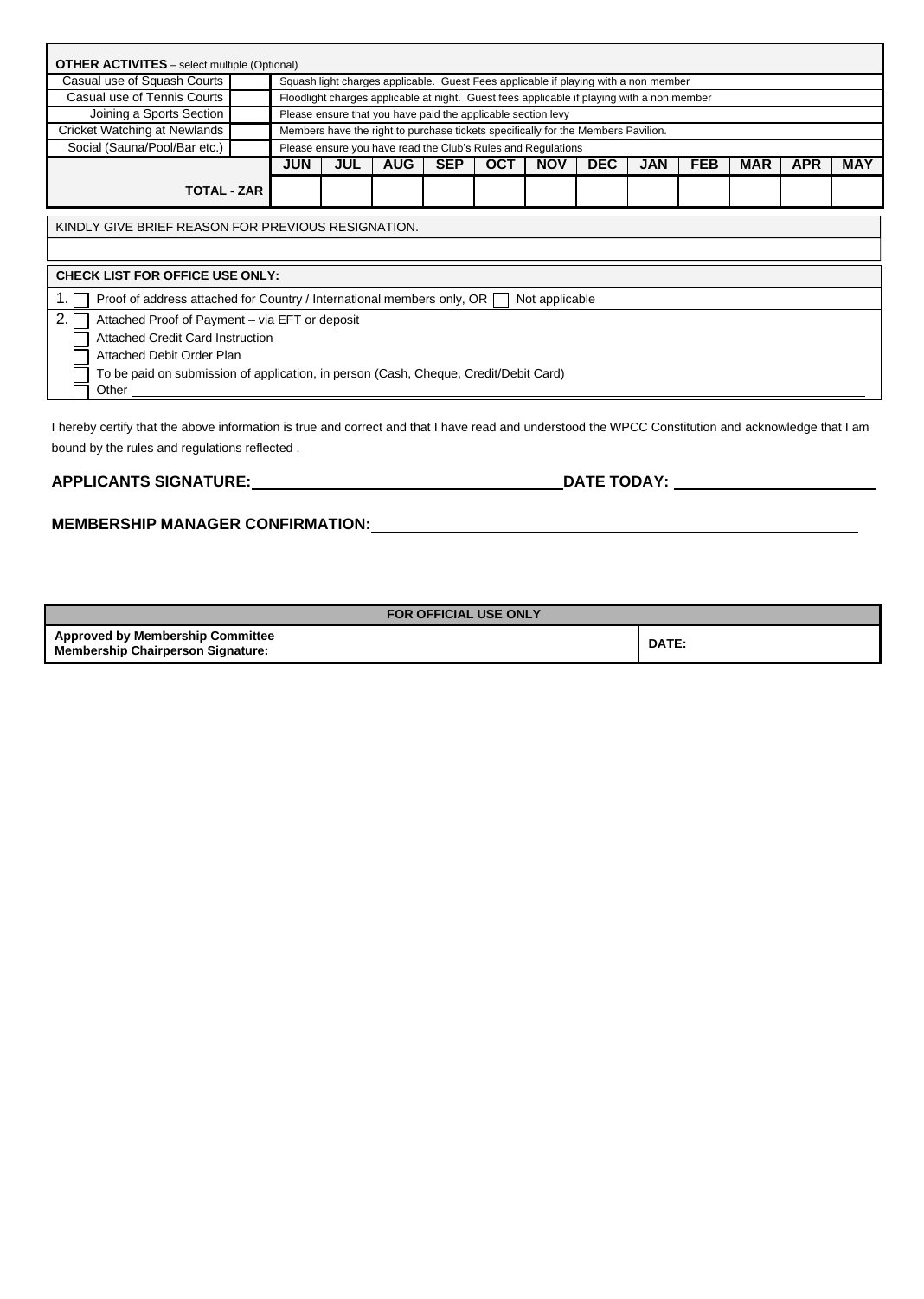| **OTHER ACTIVITES** – select multiple (Optional) | | | | | | | | | | | | | |
|---|---|---|---|---|---|---|---|---|---|---|---|---|---|
| Casual use of Squash Courts | | Squash light charges applicable. Guest Fees applicable if playing with a non member | | | | | | | | | | | |
| Casual use of Tennis Courts | | Floodlight charges applicable at night. Guest fees applicable if playing with a non member | | | | | | | | | | | |
| Joining a Sports Section | | Please ensure that you have paid the applicable section levy | | | | | | | | | | | |
| Cricket Watching at Newlands | | Members have the right to purchase tickets specifically for the Members Pavilion. | | | | | | | | | | | |
| Social (Sauna/Pool/Bar etc.) | | Please ensure you have read the Club's Rules and Regulations | | | | | | | | | | | |
| | | **JUN** | **JUL** | **AUG** | **SEP** | **OCT** | **NOV** | **DEC** | **JAN** | **FEB** | **MAR** | **APR** | **MAY** |
| **TOTAL - ZAR** | | | | | | | | | | | | | |

KINDLY GIVE BRIEF REASON FOR PREVIOUS RESIGNATION.

**CHECK LIST FOR OFFICE USE ONLY:**

1. ☐ Proof of address attached for Country / International members only, OR ☐ Not applicable
2. ☐ Attached Proof of Payment – via EFT or deposit
   - ☐ Attached Credit Card Instruction
   - ☐ Attached Debit Order Plan
   - ☐ To be paid on submission of application, in person (Cash, Cheque, Credit/Debit Card)
   - ☐ Other ______________________

I hereby certify that the above information is true and correct and that I have read and understood the WPCC Constitution and acknowledge that I am bound by the rules and regulations reflected .

**APPLICANTS SIGNATURE:** ______________________ **DATE TODAY:** ______________________

**MEMBERSHIP MANAGER CONFIRMATION:** ______________________

| **FOR OFFICIAL USE ONLY** | |
|---|---|
| **Approved by Membership Committee** **Membership Chairperson Signature:** | **DATE:** |